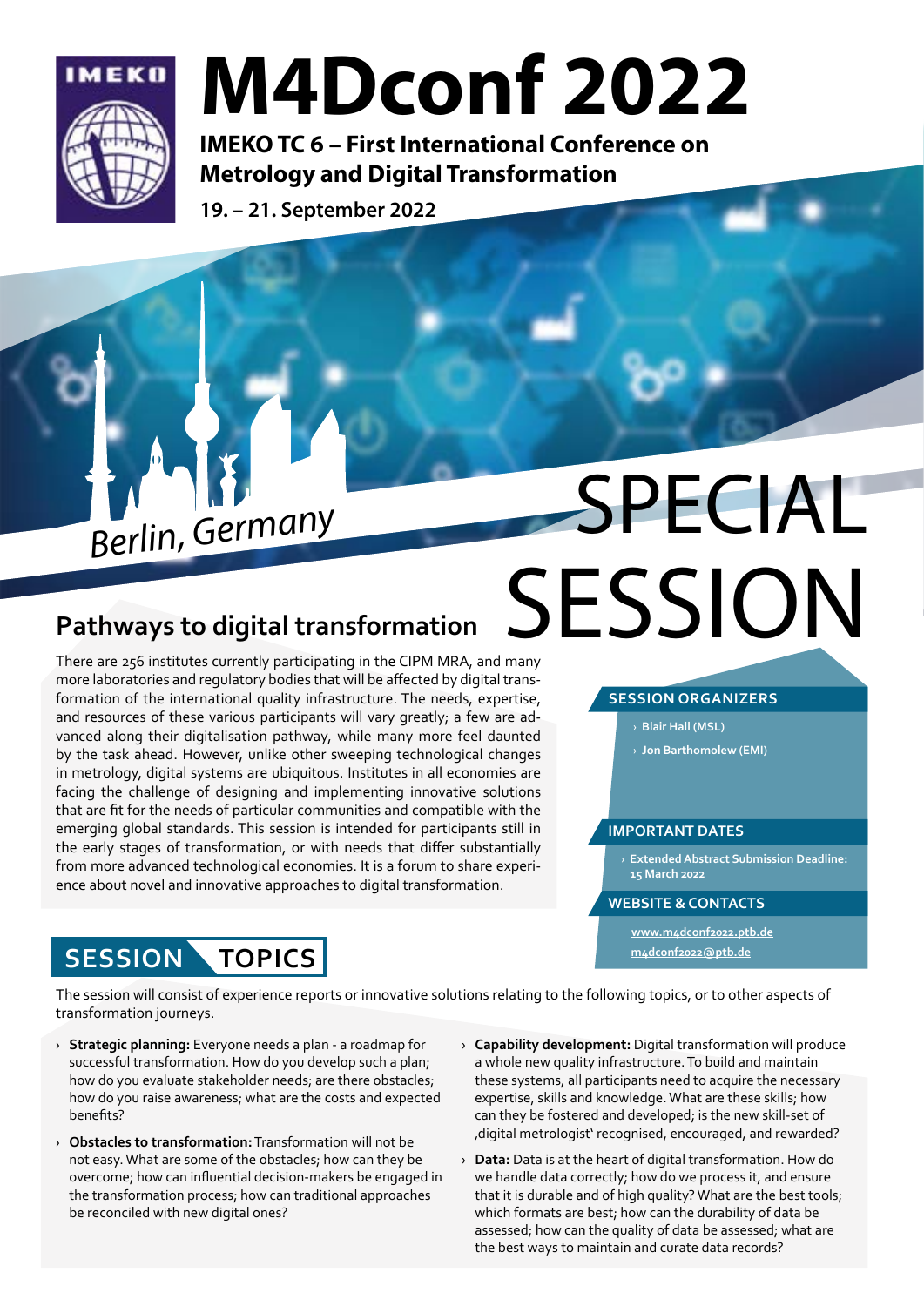# M4Dconf 2022

**IMEKO TC 6 – First International Conference on Metrology and Digital Transformation**

**19. – 21. September 2022**

*Berlin, Germany*

# SPECIAL SESSION

## Pathways to digital transformation

There are 256 institutes currently participating in the CIPM MRA, and many more laboratories and regulatory bodies that will be affected by digital transformation of the international quality infrastructure. The needs, expertise, and resources of these various participants will vary greatly; a few are advanced along their digitalisation pathway, while many more feel daunted by the task ahead. However, unlike other sweeping technological changes in metrology, digital systems are ubiquitous. Institutes in all economies are facing the challenge of designing and implementing innovative solutions that are fit for the needs of particular communities and compatible with the emerging global standards. This session is intended for participants still in the early stages of transformation, or with needs that differ substantially from more advanced technological economies. It is a forum to share experience about novel and innovative approaches to digital transformation.

### SESSION ORGANIZERS

- Blair Hall (MSL)
- Jon Barthomolew (EMI)

### IMPORTANT DATES

- Extended Abstract Submission Deadline: 15 March 2022

### WEBSITE & CONTACTS

www.m4dconf2022.ptb.de
m4dconf2022@ptb.de

## SESSION TOPICS

The session will consist of experience reports or innovative solutions relating to the following topics, or to other aspects of transformation journeys.

- **Strategic planning:** Everyone needs a plan - a roadmap for successful transformation. How do you develop such a plan; how do you evaluate stakeholder needs; are there obstacles; how do you raise awareness; what are the costs and expected benefits?
- **Obstacles to transformation:** Transformation will not be not easy. What are some of the obstacles; how can they be overcome; how can influential decision-makers be engaged in the transformation process; how can traditional approaches be reconciled with new digital ones?
- **Capability development:** Digital transformation will produce a whole new quality infrastructure. To build and maintain these systems, all participants need to acquire the necessary expertise, skills and knowledge. What are these skills; how can they be fostered and developed; is the new skill-set of ‚digital metrologist' recognised, encouraged, and rewarded?
- **Data:** Data is at the heart of digital transformation. How do we handle data correctly; how do we process it, and ensure that it is durable and of high quality? What are the best tools; which formats are best; how can the durability of data be assessed; how can the quality of data be assessed; what are the best ways to maintain and curate data records?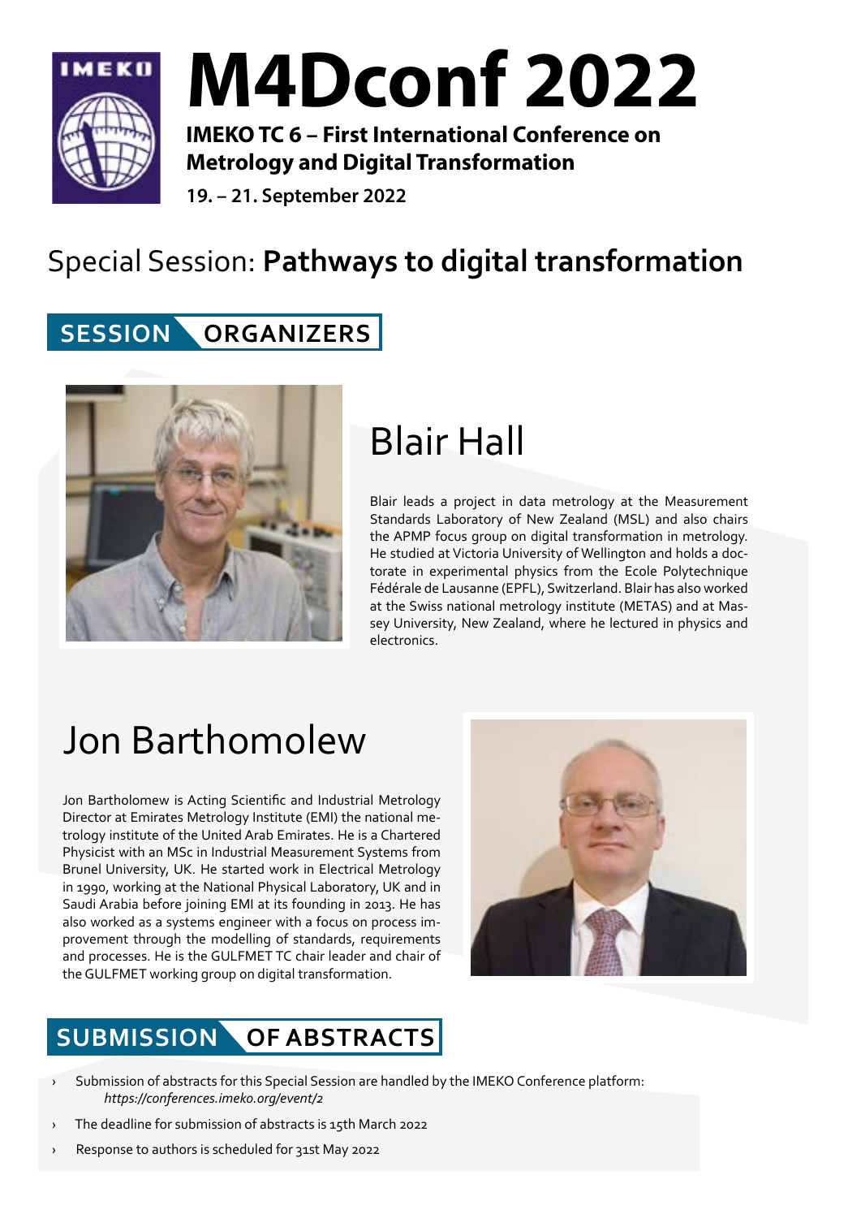# M4Dconf 2022

**IMEKO TC 6 – First International Conference on Metrology and Digital Transformation**

**19. – 21. September 2022**

## Special Session: **Pathways to digital transformation**

### SESSION ORGANIZERS

## Blair Hall

Blair leads a project in data metrology at the Measurement Standards Laboratory of New Zealand (MSL) and also chairs the APMP focus group on digital transformation in metrology. He studied at Victoria University of Wellington and holds a doctorate in experimental physics from the Ecole Polytechnique Fédérale de Lausanne (EPFL), Switzerland. Blair has also worked at the Swiss national metrology institute (METAS) and at Massey University, New Zealand, where he lectured in physics and electronics.

## Jon Barthomolew

Jon Bartholomew is Acting Scientific and Industrial Metrology Director at Emirates Metrology Institute (EMI) the national metrology institute of the United Arab Emirates. He is a Chartered Physicist with an MSc in Industrial Measurement Systems from Brunel University, UK. He started work in Electrical Metrology in 1990, working at the National Physical Laboratory, UK and in Saudi Arabia before joining EMI at its founding in 2013. He has also worked as a systems engineer with a focus on process improvement through the modelling of standards, requirements and processes. He is the GULFMET TC chair leader and chair of the GULFMET working group on digital transformation.

### SUBMISSION OF ABSTRACTS

- Submission of abstracts for this Special Session are handled by the IMEKO Conference platform: *https://conferences.imeko.org/event/2*
- The deadline for submission of abstracts is 15th March 2022
- Response to authors is scheduled for 31st May 2022